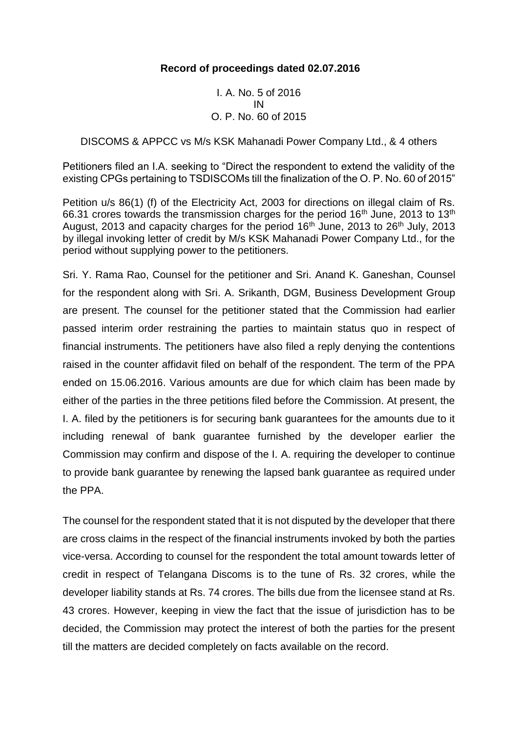**Record of proceedings dated 02.07.2016**

I. A. No. 5 of 2016
IN
O. P. No. 60 of 2015

DISCOMS & APPCC vs M/s KSK Mahanadi Power Company Ltd., & 4 others

Petitioners filed an I.A. seeking to "Direct the respondent to extend the validity of the existing CPGs pertaining to TSDISCOMs till the finalization of the O. P. No. 60 of 2015"

Petition u/s 86(1) (f) of the Electricity Act, 2003 for directions on illegal claim of Rs. 66.31 crores towards the transmission charges for the period 16th June, 2013 to 13th August, 2013 and capacity charges for the period 16th June, 2013 to 26th July, 2013 by illegal invoking letter of credit by M/s KSK Mahanadi Power Company Ltd., for the period without supplying power to the petitioners.

Sri. Y. Rama Rao, Counsel for the petitioner and Sri. Anand K. Ganeshan, Counsel for the respondent along with Sri. A. Srikanth, DGM, Business Development Group are present. The counsel for the petitioner stated that the Commission had earlier passed interim order restraining the parties to maintain status quo in respect of financial instruments. The petitioners have also filed a reply denying the contentions raised in the counter affidavit filed on behalf of the respondent. The term of the PPA ended on 15.06.2016. Various amounts are due for which claim has been made by either of the parties in the three petitions filed before the Commission. At present, the I. A. filed by the petitioners is for securing bank guarantees for the amounts due to it including renewal of bank guarantee furnished by the developer earlier the Commission may confirm and dispose of the I. A. requiring the developer to continue to provide bank guarantee by renewing the lapsed bank guarantee as required under the PPA.

The counsel for the respondent stated that it is not disputed by the developer that there are cross claims in the respect of the financial instruments invoked by both the parties vice-versa. According to counsel for the respondent the total amount towards letter of credit in respect of Telangana Discoms is to the tune of Rs. 32 crores, while the developer liability stands at Rs. 74 crores. The bills due from the licensee stand at Rs. 43 crores. However, keeping in view the fact that the issue of jurisdiction has to be decided, the Commission may protect the interest of both the parties for the present till the matters are decided completely on facts available on the record.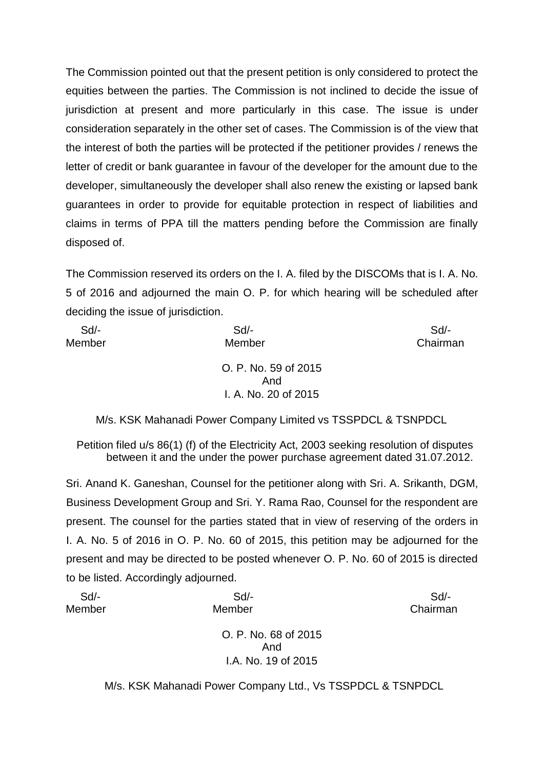The Commission pointed out that the present petition is only considered to protect the equities between the parties. The Commission is not inclined to decide the issue of jurisdiction at present and more particularly in this case. The issue is under consideration separately in the other set of cases. The Commission is of the view that the interest of both the parties will be protected if the petitioner provides / renews the letter of credit or bank guarantee in favour of the developer for the amount due to the developer, simultaneously the developer shall also renew the existing or lapsed bank guarantees in order to provide for equitable protection in respect of liabilities and claims in terms of PPA till the matters pending before the Commission are finally disposed of.

The Commission reserved its orders on the I. A. filed by the DISCOMs that is I. A. No. 5 of 2016 and adjourned the main O. P. for which hearing will be scheduled after deciding the issue of jurisdiction.

| Sd/- | Sd/- | Sd/- |
|---|---|---|
| Member | Member | Chairman |

O. P. No. 59 of 2015
And
I. A. No. 20 of 2015

M/s. KSK Mahanadi Power Company Limited vs TSSPDCL & TSNPDCL

Petition filed u/s 86(1) (f) of the Electricity Act, 2003 seeking resolution of disputes between it and the under the power purchase agreement dated 31.07.2012.

Sri. Anand K. Ganeshan, Counsel for the petitioner along with Sri. A. Srikanth, DGM, Business Development Group and Sri. Y. Rama Rao, Counsel for the respondent are present. The counsel for the parties stated that in view of reserving of the orders in I. A. No. 5 of 2016 in O. P. No. 60 of 2015, this petition may be adjourned for the present and may be directed to be posted whenever O. P. No. 60 of 2015 is directed to be listed. Accordingly adjourned.

| Sd/- | Sd/- | Sd/- |
|---|---|---|
| Member | Member | Chairman |

O. P. No. 68 of 2015
And
I.A. No. 19 of 2015

M/s. KSK Mahanadi Power Company Ltd., Vs TSSPDCL & TSNPDCL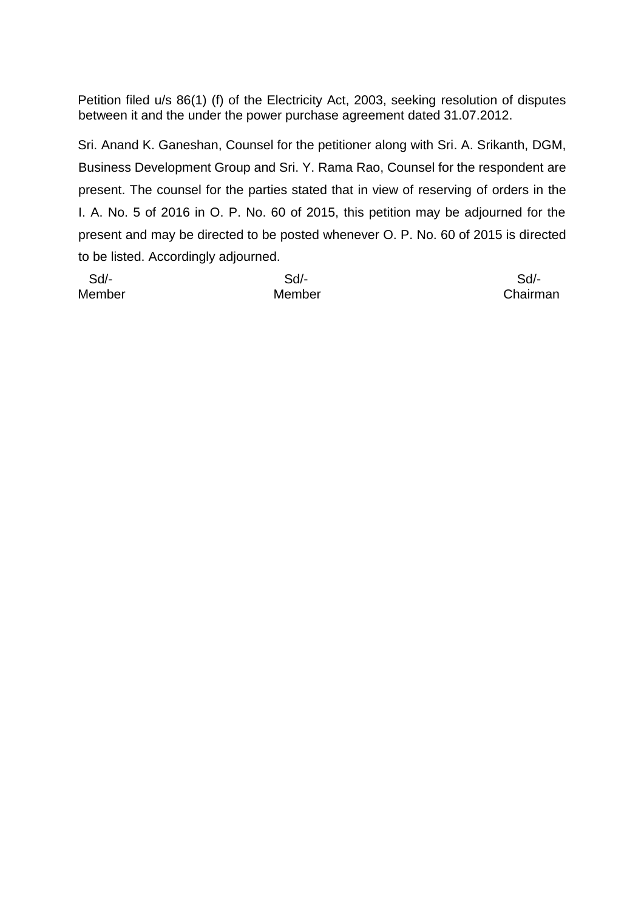Petition filed u/s 86(1) (f) of the Electricity Act, 2003, seeking resolution of disputes between it and the under the power purchase agreement dated 31.07.2012.

Sri. Anand K. Ganeshan, Counsel for the petitioner along with Sri. A. Srikanth, DGM, Business Development Group and Sri. Y. Rama Rao, Counsel for the respondent are present. The counsel for the parties stated that in view of reserving of orders in the I. A. No. 5 of 2016 in O. P. No. 60 of 2015, this petition may be adjourned for the present and may be directed to be posted whenever O. P. No. 60 of 2015 is directed to be listed. Accordingly adjourned.

| | | |
|---|---|---|
| Sd/- | Sd/- | Sd/- |
| Member | Member | Chairman |